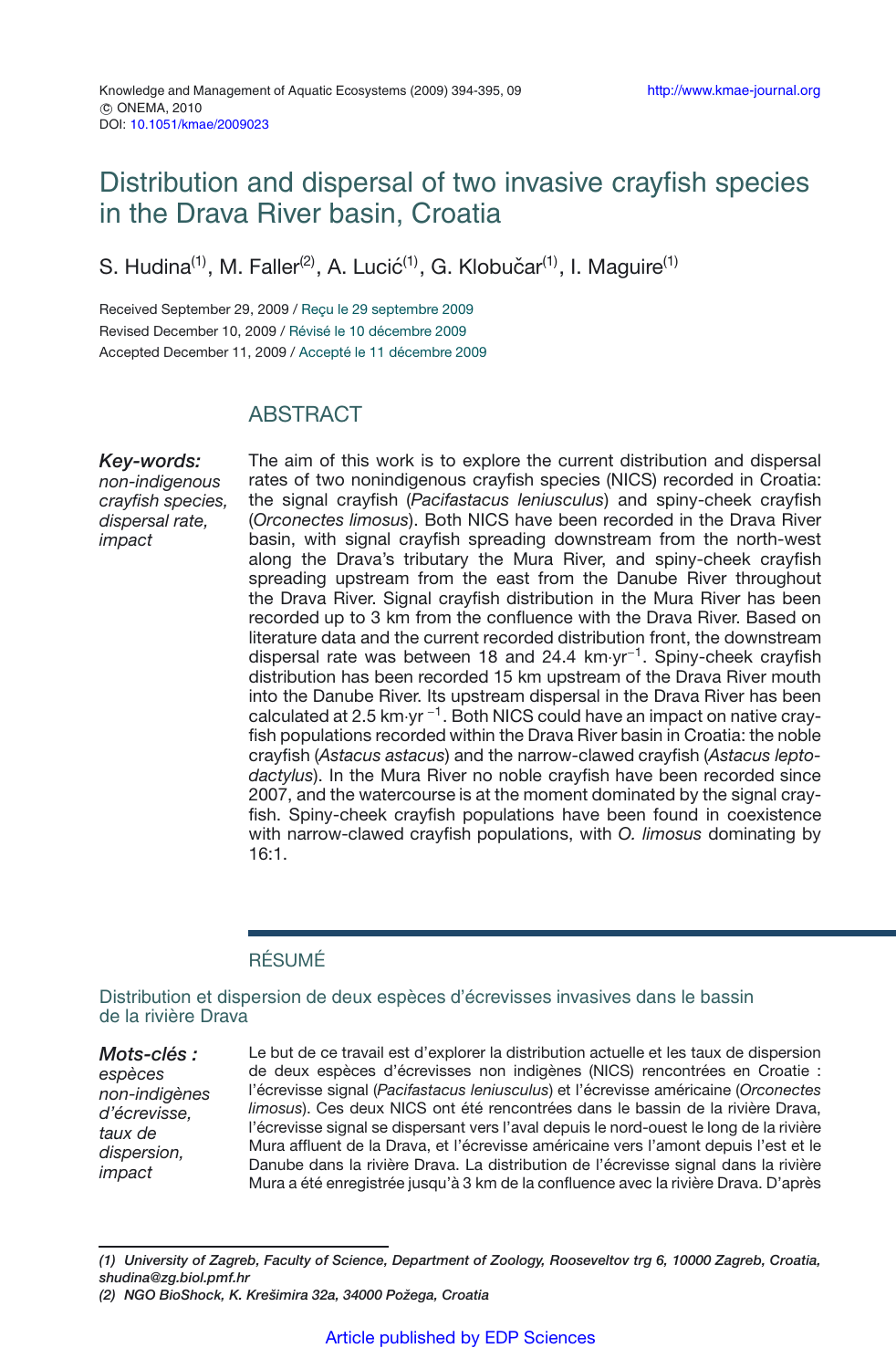# Distribution and dispersal of two invasive crayfish species in the Drava River basin, Croatia

S. Hudina[1], M. Faller[2], A. Lucić[1], G. Klobučar[1], I. Maguire[1]

Received September 29, 2009 / Reçu le 29 septembre 2009
Revised December 10, 2009 / Révisé le 10 décembre 2009
Accepted December 11, 2009 / Accepté le 11 décembre 2009

## ABSTRACT

***Key-words:*** *non-indigenous crayfish species, dispersal rate, impact*

The aim of this work is to explore the current distribution and dispersal rates of two nonindigenous crayfish species (NICS) recorded in Croatia: the signal crayfish (*Pacifastacus leniusculus*) and spiny-cheek crayfish (*Orconectes limosus*). Both NICS have been recorded in the Drava River basin, with signal crayfish spreading downstream from the north-west along the Drava's tributary the Mura River, and spiny-cheek crayfish spreading upstream from the east from the Danube River throughout the Drava River. Signal crayfish distribution in the Mura River has been recorded up to 3 km from the confluence with the Drava River. Based on literature data and the current recorded distribution front, the downstream dispersal rate was between 18 and 24.4 km·yr$^{-1}$. Spiny-cheek crayfish distribution has been recorded 15 km upstream of the Drava River mouth into the Danube River. Its upstream dispersal in the Drava River has been calculated at 2.5 km·yr$^{-1}$. Both NICS could have an impact on native crayfish populations recorded within the Drava River basin in Croatia: the noble crayfish (*Astacus astacus*) and the narrow-clawed crayfish (*Astacus leptodactylus*). In the Mura River no noble crayfish have been recorded since 2007, and the watercourse is at the moment dominated by the signal crayfish. Spiny-cheek crayfish populations have been found in coexistence with narrow-clawed crayfish populations, with *O. limosus* dominating by 16:1.

## RÉSUMÉ

### Distribution et dispersion de deux espèces d'écrevisses invasives dans le bassin de la rivière Drava

***Mots-clés :*** *espèces non-indigènes d'écrevisse, taux de dispersion, impact*

Le but de ce travail est d'explorer la distribution actuelle et les taux de dispersion de deux espèces d'écrevisses non indigènes (NICS) rencontrées en Croatie : l'écrevisse signal (*Pacifastacus leniusculus*) et l'écrevisse américaine (*Orconectes limosus*). Ces deux NICS ont été rencontrées dans le bassin de la rivière Drava, l'écrevisse signal se dispersant vers l'aval depuis le nord-ouest le long de la rivière Mura affluent de la Drava, et l'écrevisse américaine vers l'amont depuis l'est et le Danube dans la rivière Drava. La distribution de l'écrevisse signal dans la rivière Mura a été enregistrée jusqu'à 3 km de la confluence avec la rivière Drava. D'après

---

***(1) University of Zagreb, Faculty of Science, Department of Zoology, Rooseveltov trg 6, 10000 Zagreb, Croatia, shudina@zg.biol.pmf.hr***
***(2) NGO BioShock, K. Krešimira 32a, 34000 Požega, Croatia***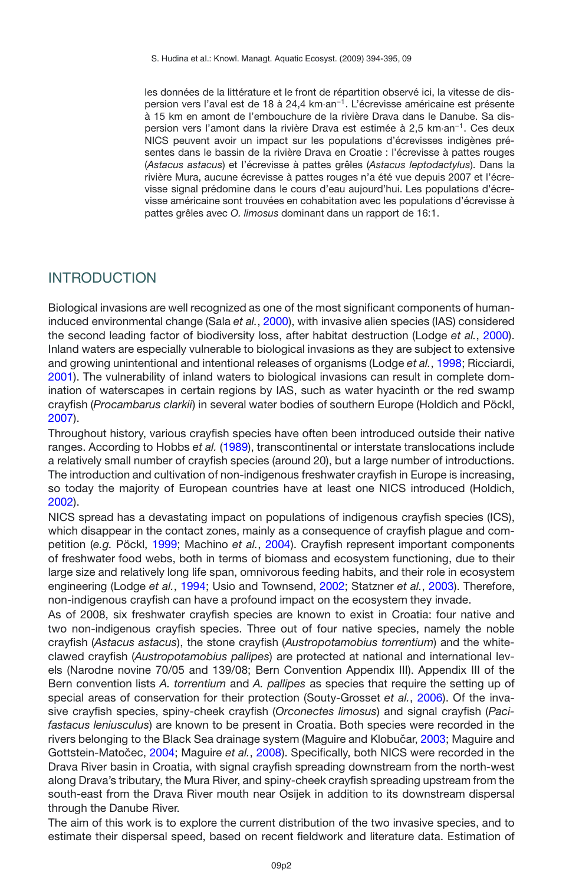les données de la littérature et le front de répartition observé ici, la vitesse de dispersion vers l'aval est de 18 à 24,4 km·an$^{-1}$. L'écrevisse américaine est présente à 15 km en amont de l'embouchure de la rivière Drava dans le Danube. Sa dispersion vers l'amont dans la rivière Drava est estimée à 2,5 km·an$^{-1}$. Ces deux NICS peuvent avoir un impact sur les populations d'écrevisses indigènes présentes dans le bassin de la rivière Drava en Croatie : l'écrevisse à pattes rouges (*Astacus astacus*) et l'écrevisse à pattes grêles (*Astacus leptodactylus*). Dans la rivière Mura, aucune écrevisse à pattes rouges n'a été vue depuis 2007 et l'écrevisse signal prédomine dans le cours d'eau aujourd'hui. Les populations d'écrevisse américaine sont trouvées en cohabitation avec les populations d'écrevisse à pattes grêles avec *O. limosus* dominant dans un rapport de 16:1.

## INTRODUCTION

Biological invasions are well recognized as one of the most significant components of human-induced environmental change (Sala *et al.*, 2000), with invasive alien species (IAS) considered the second leading factor of biodiversity loss, after habitat destruction (Lodge *et al.*, 2000). Inland waters are especially vulnerable to biological invasions as they are subject to extensive and growing unintentional and intentional releases of organisms (Lodge *et al.*, 1998; Ricciardi, 2001). The vulnerability of inland waters to biological invasions can result in complete domination of waterscapes in certain regions by IAS, such as water hyacinth or the red swamp crayfish (*Procambarus clarkii*) in several water bodies of southern Europe (Holdich and Pöckl, 2007).

Throughout history, various crayfish species have often been introduced outside their native ranges. According to Hobbs *et al.* (1989), transcontinental or interstate translocations include a relatively small number of crayfish species (around 20), but a large number of introductions. The introduction and cultivation of non-indigenous freshwater crayfish in Europe is increasing, so today the majority of European countries have at least one NICS introduced (Holdich, 2002).

NICS spread has a devastating impact on populations of indigenous crayfish species (ICS), which disappear in the contact zones, mainly as a consequence of crayfish plague and competition (*e.g.* Pöckl, 1999; Machino *et al.*, 2004). Crayfish represent important components of freshwater food webs, both in terms of biomass and ecosystem functioning, due to their large size and relatively long life span, omnivorous feeding habits, and their role in ecosystem engineering (Lodge *et al.*, 1994; Usio and Townsend, 2002; Statzner *et al.*, 2003). Therefore, non-indigenous crayfish can have a profound impact on the ecosystem they invade.

As of 2008, six freshwater crayfish species are known to exist in Croatia: four native and two non-indigenous crayfish species. Three out of four native species, namely the noble crayfish (*Astacus astacus*), the stone crayfish (*Austropotamobius torrentium*) and the white-clawed crayfish (*Austropotamobius pallipes*) are protected at national and international levels (Narodne novine 70/05 and 139/08; Bern Convention Appendix III). Appendix III of the Bern convention lists *A. torrentium* and *A. pallipes* as species that require the setting up of special areas of conservation for their protection (Souty-Grosset *et al.*, 2006). Of the invasive crayfish species, spiny-cheek crayfish (*Orconectes limosus*) and signal crayfish (*Pacifastacus leniusculus*) are known to be present in Croatia. Both species were recorded in the rivers belonging to the Black Sea drainage system (Maguire and Klobučar, 2003; Maguire and Gottstein-Matočec, 2004; Maguire *et al.*, 2008). Specifically, both NICS were recorded in the Drava River basin in Croatia, with signal crayfish spreading downstream from the north-west along Drava's tributary, the Mura River, and spiny-cheek crayfish spreading upstream from the south-east from the Drava River mouth near Osijek in addition to its downstream dispersal through the Danube River.

The aim of this work is to explore the current distribution of the two invasive species, and to estimate their dispersal speed, based on recent fieldwork and literature data. Estimation of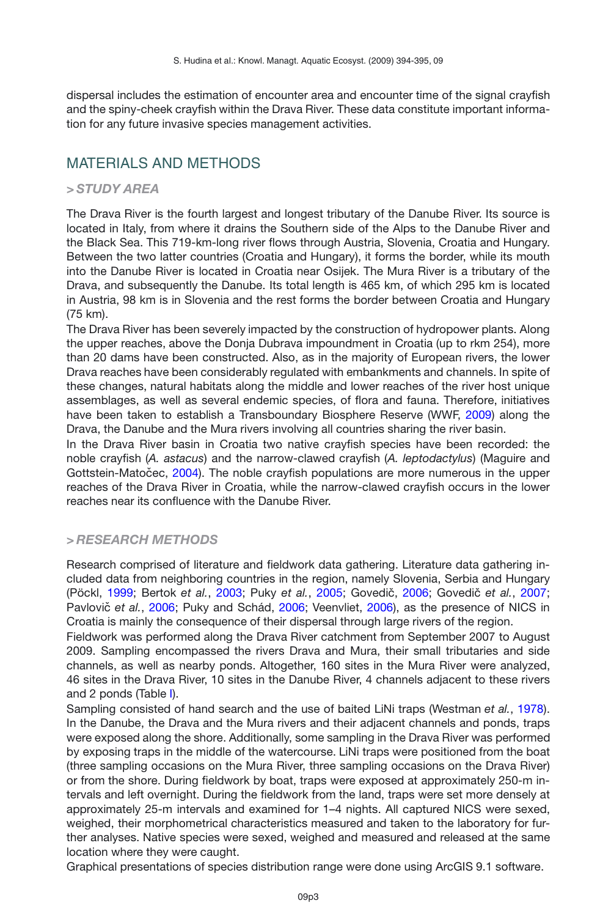dispersal includes the estimation of encounter area and encounter time of the signal crayfish and the spiny-cheek crayfish within the Drava River. These data constitute important information for any future invasive species management activities.

## MATERIALS AND METHODS

### > STUDY AREA

The Drava River is the fourth largest and longest tributary of the Danube River. Its source is located in Italy, from where it drains the Southern side of the Alps to the Danube River and the Black Sea. This 719-km-long river flows through Austria, Slovenia, Croatia and Hungary. Between the two latter countries (Croatia and Hungary), it forms the border, while its mouth into the Danube River is located in Croatia near Osijek. The Mura River is a tributary of the Drava, and subsequently the Danube. Its total length is 465 km, of which 295 km is located in Austria, 98 km is in Slovenia and the rest forms the border between Croatia and Hungary (75 km).

The Drava River has been severely impacted by the construction of hydropower plants. Along the upper reaches, above the Donja Dubrava impoundment in Croatia (up to rkm 254), more than 20 dams have been constructed. Also, as in the majority of European rivers, the lower Drava reaches have been considerably regulated with embankments and channels. In spite of these changes, natural habitats along the middle and lower reaches of the river host unique assemblages, as well as several endemic species, of flora and fauna. Therefore, initiatives have been taken to establish a Transboundary Biosphere Reserve (WWF, 2009) along the Drava, the Danube and the Mura rivers involving all countries sharing the river basin.

In the Drava River basin in Croatia two native crayfish species have been recorded: the noble crayfish (*A. astacus*) and the narrow-clawed crayfish (*A. leptodactylus*) (Maguire and Gottstein-Matočec, 2004). The noble crayfish populations are more numerous in the upper reaches of the Drava River in Croatia, while the narrow-clawed crayfish occurs in the lower reaches near its confluence with the Danube River.

### > RESEARCH METHODS

Research comprised of literature and fieldwork data gathering. Literature data gathering included data from neighboring countries in the region, namely Slovenia, Serbia and Hungary (Pöckl, 1999; Bertok *et al.*, 2003; Puky *et al.*, 2005; Govedič, 2006; Govedič *et al.*, 2007; Pavlovič *et al.*, 2006; Puky and Schád, 2006; Veenvliet, 2006), as the presence of NICS in Croatia is mainly the consequence of their dispersal through large rivers of the region.

Fieldwork was performed along the Drava River catchment from September 2007 to August 2009. Sampling encompassed the rivers Drava and Mura, their small tributaries and side channels, as well as nearby ponds. Altogether, 160 sites in the Mura River were analyzed, 46 sites in the Drava River, 10 sites in the Danube River, 4 channels adjacent to these rivers and 2 ponds (Table I).

Sampling consisted of hand search and the use of baited LiNi traps (Westman *et al.*, 1978). In the Danube, the Drava and the Mura rivers and their adjacent channels and ponds, traps were exposed along the shore. Additionally, some sampling in the Drava River was performed by exposing traps in the middle of the watercourse. LiNi traps were positioned from the boat (three sampling occasions on the Mura River, three sampling occasions on the Drava River) or from the shore. During fieldwork by boat, traps were exposed at approximately 250-m intervals and left overnight. During the fieldwork from the land, traps were set more densely at approximately 25-m intervals and examined for 1–4 nights. All captured NICS were sexed, weighed, their morphometrical characteristics measured and taken to the laboratory for further analyses. Native species were sexed, weighed and measured and released at the same location where they were caught.

Graphical presentations of species distribution range were done using ArcGIS 9.1 software.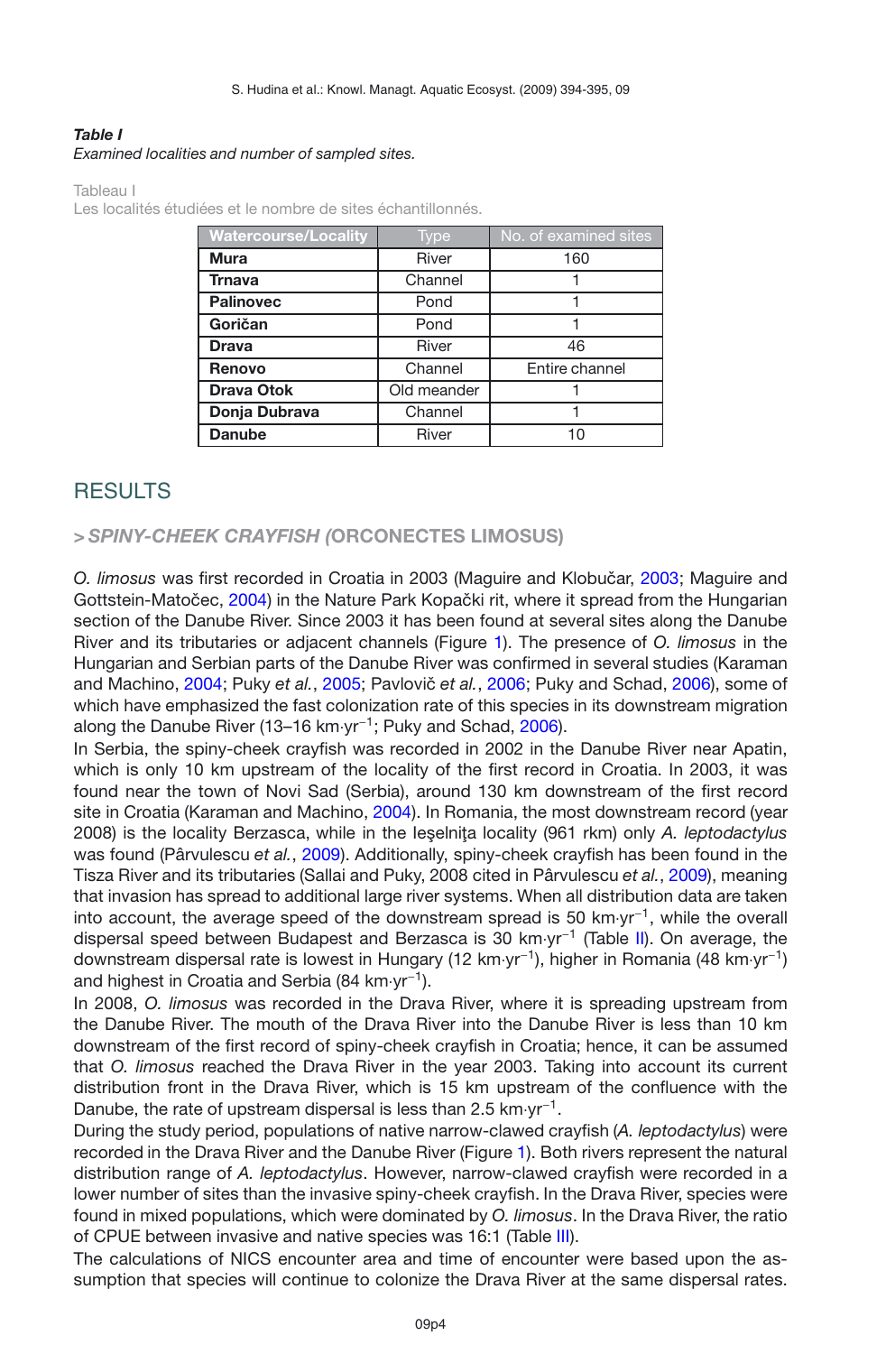***Table I***
*Examined localities and number of sampled sites.*

Tableau I
Les localités étudiées et le nombre de sites échantillonnés.

| Watercourse/Locality | Type | No. of examined sites |
|---|---|---|
| **Mura** | River | 160 |
| **Trnava** | Channel | 1 |
| **Palinovec** | Pond | 1 |
| **Goričan** | Pond | 1 |
| **Drava** | River | 46 |
| **Renovo** | Channel | Entire channel |
| **Drava Otok** | Old meander | 1 |
| **Donja Dubrava** | Channel | 1 |
| **Danube** | River | 10 |

## RESULTS

### > *SPINY-CHEEK CRAYFISH* (ORCONECTES LIMOSUS)

*O. limosus* was first recorded in Croatia in 2003 (Maguire and Klobučar, 2003; Maguire and Gottstein-Matočec, 2004) in the Nature Park Kopački rit, where it spread from the Hungarian section of the Danube River. Since 2003 it has been found at several sites along the Danube River and its tributaries or adjacent channels (Figure 1). The presence of *O. limosus* in the Hungarian and Serbian parts of the Danube River was confirmed in several studies (Karaman and Machino, 2004; Puky *et al.*, 2005; Pavlovič *et al.*, 2006; Puky and Schad, 2006), some of which have emphasized the fast colonization rate of this species in its downstream migration along the Danube River (13–16 km·yr$^{-1}$; Puky and Schad, 2006).

In Serbia, the spiny-cheek crayfish was recorded in 2002 in the Danube River near Apatin, which is only 10 km upstream of the locality of the first record in Croatia. In 2003, it was found near the town of Novi Sad (Serbia), around 130 km downstream of the first record site in Croatia (Karaman and Machino, 2004). In Romania, the most downstream record (year 2008) is the locality Berzasca, while in the Ieşelniţa locality (961 rkm) only *A. leptodactylus* was found (Pârvulescu *et al.*, 2009). Additionally, spiny-cheek crayfish has been found in the Tisza River and its tributaries (Sallai and Puky, 2008 cited in Pârvulescu *et al.*, 2009), meaning that invasion has spread to additional large river systems. When all distribution data are taken into account, the average speed of the downstream spread is 50 km·yr$^{-1}$, while the overall dispersal speed between Budapest and Berzasca is 30 km·yr$^{-1}$ (Table II). On average, the downstream dispersal rate is lowest in Hungary (12 km·yr$^{-1}$), higher in Romania (48 km·yr$^{-1}$) and highest in Croatia and Serbia (84 km·yr$^{-1}$).

In 2008, *O. limosus* was recorded in the Drava River, where it is spreading upstream from the Danube River. The mouth of the Drava River into the Danube River is less than 10 km downstream of the first record of spiny-cheek crayfish in Croatia; hence, it can be assumed that *O. limosus* reached the Drava River in the year 2003. Taking into account its current distribution front in the Drava River, which is 15 km upstream of the confluence with the Danube, the rate of upstream dispersal is less than 2.5 km·yr$^{-1}$.

During the study period, populations of native narrow-clawed crayfish (*A. leptodactylus*) were recorded in the Drava River and the Danube River (Figure 1). Both rivers represent the natural distribution range of *A. leptodactylus*. However, narrow-clawed crayfish were recorded in a lower number of sites than the invasive spiny-cheek crayfish. In the Drava River, species were found in mixed populations, which were dominated by *O. limosus*. In the Drava River, the ratio of CPUE between invasive and native species was 16:1 (Table III).

The calculations of NICS encounter area and time of encounter were based upon the assumption that species will continue to colonize the Drava River at the same dispersal rates.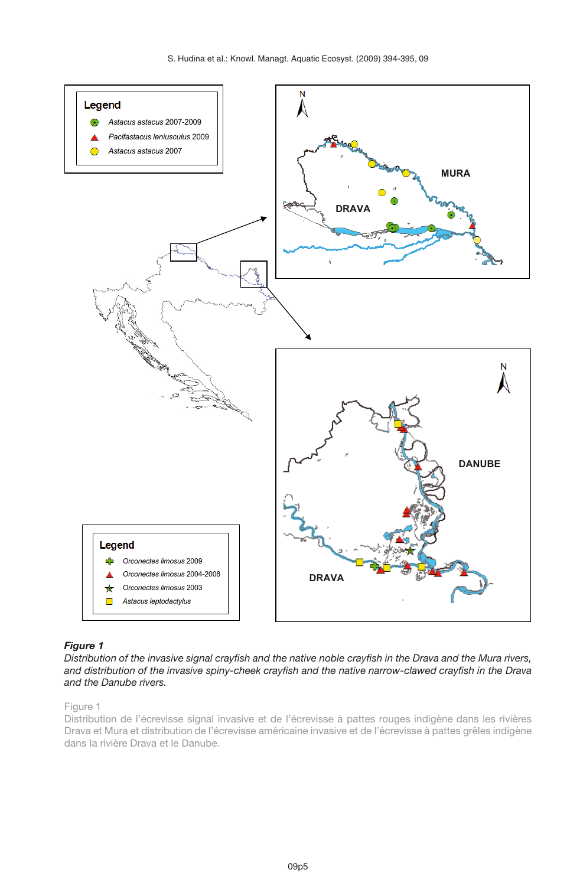***Figure 1***

*Distribution of the invasive signal crayfish and the native noble crayfish in the Drava and the Mura rivers, and distribution of the invasive spiny-cheek crayfish and the native narrow-clawed crayfish in the Drava and the Danube rivers.*

Figure 1

Distribution de l'écrevisse signal invasive et de l'écrevisse à pattes rouges indigène dans les rivières Drava et Mura et distribution de l'écrevisse américaine invasive et de l'écrevisse à pattes grêles indigène dans la rivière Drava et le Danube.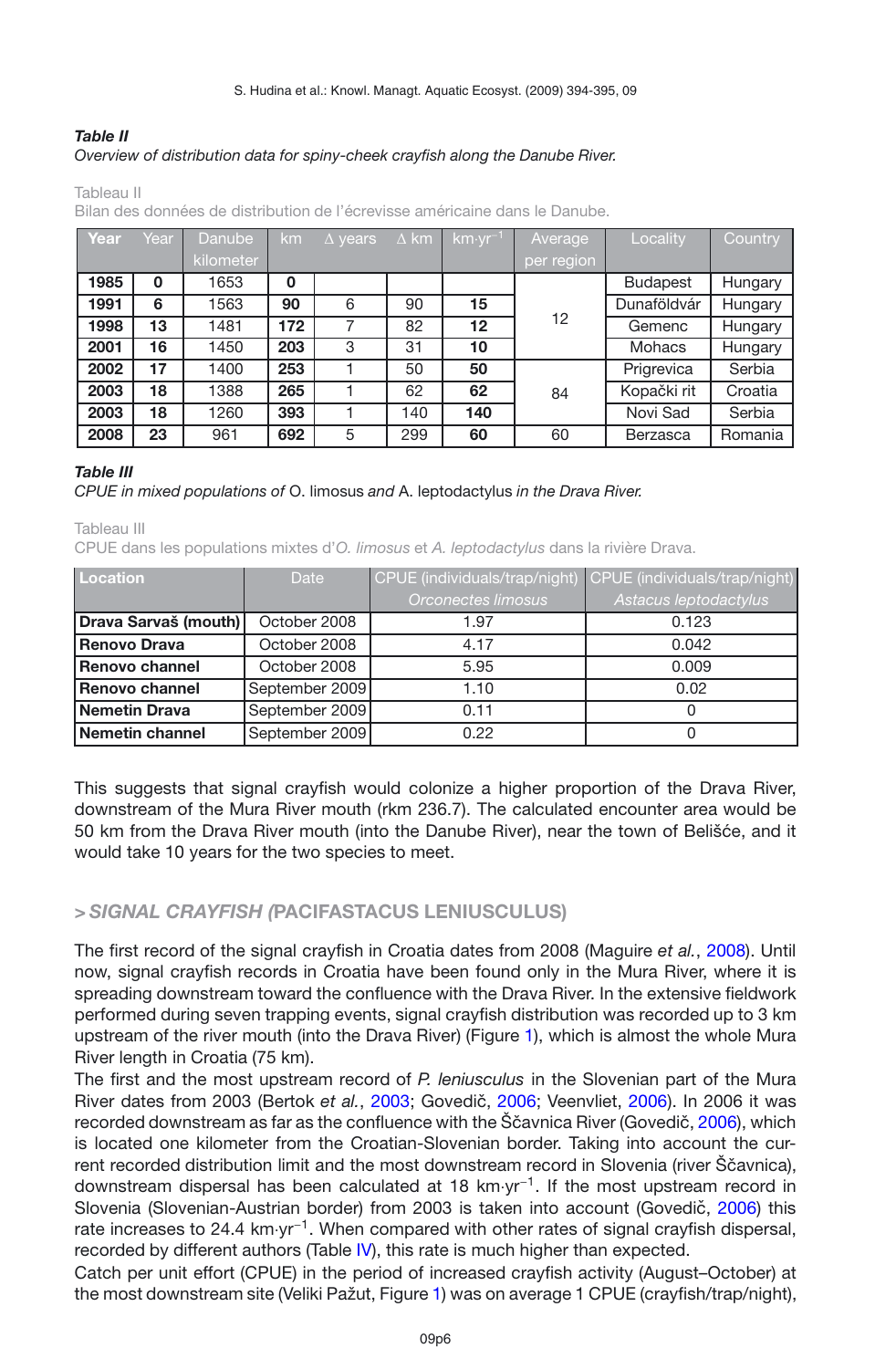***Table II***

*Overview of distribution data for spiny-cheek crayfish along the Danube River.*

Tableau II

Bilan des données de distribution de l'écrevisse américaine dans le Danube.

| Year | Year | Danube kilometer | km | Δ years | Δ km | km·yr$^{-1}$ | Average per region | Locality | Country |
|---|---|---|---|---|---|---|---|---|---|
| **1985** | **0** | 1653 | **0** | | | | 12 | Budapest | Hungary |
| **1991** | **6** | 1563 | **90** | 6 | 90 | **15** | | Dunaföldvár | Hungary |
| **1998** | **13** | 1481 | **172** | 7 | 82 | **12** | | Gemenc | Hungary |
| **2001** | **16** | 1450 | **203** | 3 | 31 | **10** | | Mohacs | Hungary |
| **2002** | **17** | 1400 | **253** | 1 | 50 | **50** | 84 | Prigrevica | Serbia |
| **2003** | **18** | 1388 | **265** | 1 | 62 | **62** | | Kopački rit | Croatia |
| **2003** | **18** | 1260 | **393** | 1 | 140 | **140** | | Novi Sad | Serbia |
| **2008** | **23** | 961 | **692** | 5 | 299 | **60** | 60 | Berzasca | Romania |

***Table III***

*CPUE in mixed populations of* O. limosus *and* A. leptodactylus *in the Drava River.*

Tableau III

CPUE dans les populations mixtes d'*O. limosus* et *A. leptodactylus* dans la rivière Drava.

| Location | Date | CPUE (individuals/trap/night) *Orconectes limosus* | CPUE (individuals/trap/night) *Astacus leptodactylus* |
|---|---|---|---|
| **Drava Sarvaš (mouth)** | October 2008 | 1.97 | 0.123 |
| **Renovo Drava** | October 2008 | 4.17 | 0.042 |
| **Renovo channel** | October 2008 | 5.95 | 0.009 |
| **Renovo channel** | September 2009 | 1.10 | 0.02 |
| **Nemetin Drava** | September 2009 | 0.11 | 0 |
| **Nemetin channel** | September 2009 | 0.22 | 0 |

This suggests that signal crayfish would colonize a higher proportion of the Drava River, downstream of the Mura River mouth (rkm 236.7). The calculated encounter area would be 50 km from the Drava River mouth (into the Danube River), near the town of Belišće, and it would take 10 years for the two species to meet.

## > *SIGNAL CRAYFISH (*PACIFASTACUS LENIUSCULUS)

The first record of the signal crayfish in Croatia dates from 2008 (Maguire *et al.*, 2008). Until now, signal crayfish records in Croatia have been found only in the Mura River, where it is spreading downstream toward the confluence with the Drava River. In the extensive fieldwork performed during seven trapping events, signal crayfish distribution was recorded up to 3 km upstream of the river mouth (into the Drava River) (Figure 1), which is almost the whole Mura River length in Croatia (75 km).

The first and the most upstream record of *P. leniusculus* in the Slovenian part of the Mura River dates from 2003 (Bertok *et al.*, 2003; Govedič, 2006; Veenvliet, 2006). In 2006 it was recorded downstream as far as the confluence with the Ščavnica River (Govedič, 2006), which is located one kilometer from the Croatian-Slovenian border. Taking into account the current recorded distribution limit and the most downstream record in Slovenia (river Ščavnica), downstream dispersal has been calculated at 18 km·yr$^{-1}$. If the most upstream record in Slovenia (Slovenian-Austrian border) from 2003 is taken into account (Govedič, 2006) this rate increases to 24.4 km·yr$^{-1}$. When compared with other rates of signal crayfish dispersal, recorded by different authors (Table IV), this rate is much higher than expected.

Catch per unit effort (CPUE) in the period of increased crayfish activity (August–October) at the most downstream site (Veliki Pažut, Figure 1) was on average 1 CPUE (crayfish/trap/night),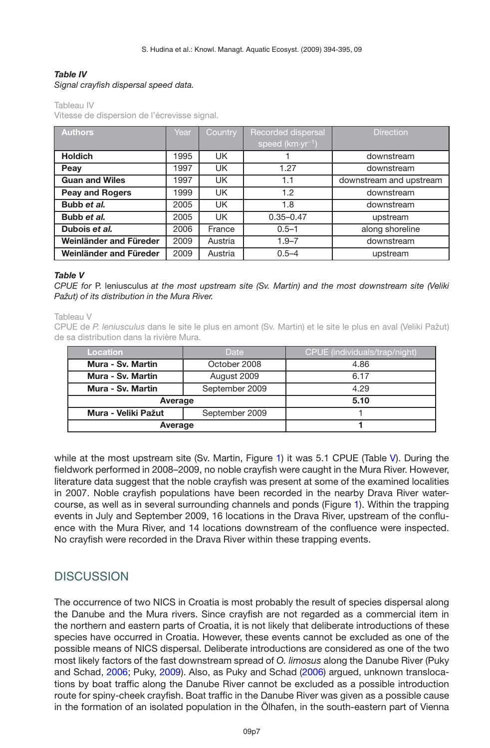***Table IV***
*Signal crayfish dispersal speed data.*

Tableau IV
Vitesse de dispersion de l'écrevisse signal.

| Authors | Year | Country | Recorded dispersal speed (km·yr$^{-1}$) | Direction |
|---|---|---|---|---|
| **Holdich** | 1995 | UK | 1 | downstream |
| **Peay** | 1997 | UK | 1.27 | downstream |
| **Guan and Wiles** | 1997 | UK | 1.1 | downstream and upstream |
| **Peay and Rogers** | 1999 | UK | 1.2 | downstream |
| **Bubb *et al.*** | 2005 | UK | 1.8 | downstream |
| **Bubb *et al.*** | 2005 | UK | 0.35–0.47 | upstream |
| **Dubois *et al.*** | 2006 | France | 0.5–1 | along shoreline |
| **Weinländer and Füreder** | 2009 | Austria | 1.9–7 | downstream |
| **Weinländer and Füreder** | 2009 | Austria | 0.5–4 | upstream |

***Table V***
*CPUE for* P. leniusculus *at the most upstream site (Sv. Martin) and the most downstream site (Veliki Pažut) of its distribution in the Mura River.*

Tableau V
CPUE de *P. leniusculus* dans le site le plus en amont (Sv. Martin) et le site le plus en aval (Veliki Pažut) de sa distribution dans la rivière Mura.

| Location | Date | CPUE (individuals/trap/night) |
|---|---|---|
| **Mura - Sv. Martin** | October 2008 | 4.86 |
| **Mura - Sv. Martin** | August 2009 | 6.17 |
| **Mura - Sv. Martin** | September 2009 | 4.29 |
| **Average** | | **5.10** |
| **Mura - Veliki Pažut** | September 2009 | 1 |
| **Average** | | **1** |

while at the most upstream site (Sv. Martin, Figure 1) it was 5.1 CPUE (Table V). During the fieldwork performed in 2008–2009, no noble crayfish were caught in the Mura River. However, literature data suggest that the noble crayfish was present at some of the examined localities in 2007. Noble crayfish populations have been recorded in the nearby Drava River watercourse, as well as in several surrounding channels and ponds (Figure 1). Within the trapping events in July and September 2009, 16 locations in the Drava River, upstream of the confluence with the Mura River, and 14 locations downstream of the confluence were inspected. No crayfish were recorded in the Drava River within these trapping events.

## DISCUSSION

The occurrence of two NICS in Croatia is most probably the result of species dispersal along the Danube and the Mura rivers. Since crayfish are not regarded as a commercial item in the northern and eastern parts of Croatia, it is not likely that deliberate introductions of these species have occurred in Croatia. However, these events cannot be excluded as one of the possible means of NICS dispersal. Deliberate introductions are considered as one of the two most likely factors of the fast downstream spread of *O. limosus* along the Danube River (Puky and Schad, 2006; Puky, 2009). Also, as Puky and Schad (2006) argued, unknown translocations by boat traffic along the Danube River cannot be excluded as a possible introduction route for spiny-cheek crayfish. Boat traffic in the Danube River was given as a possible cause in the formation of an isolated population in the Ölhafen, in the south-eastern part of Vienna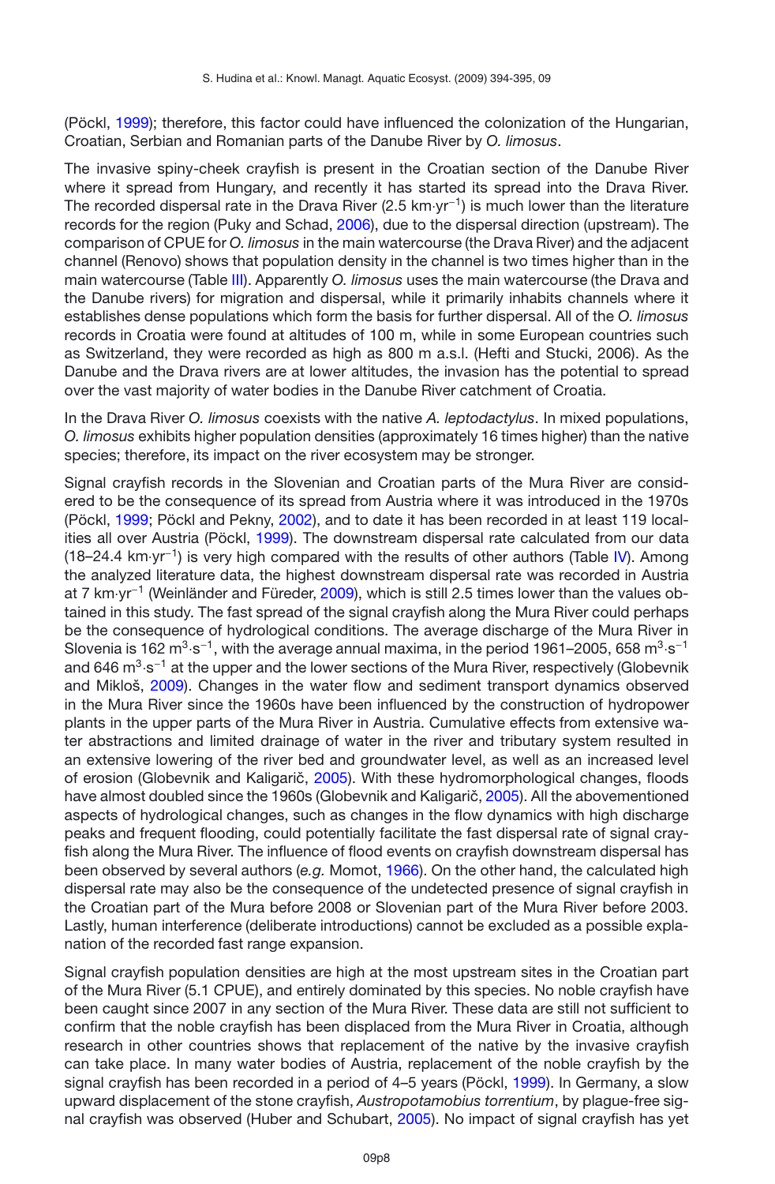(Pöckl, 1999); therefore, this factor could have influenced the colonization of the Hungarian, Croatian, Serbian and Romanian parts of the Danube River by *O. limosus*.

The invasive spiny-cheek crayfish is present in the Croatian section of the Danube River where it spread from Hungary, and recently it has started its spread into the Drava River. The recorded dispersal rate in the Drava River (2.5 km·yr$^{-1}$) is much lower than the literature records for the region (Puky and Schad, 2006), due to the dispersal direction (upstream). The comparison of CPUE for *O. limosus* in the main watercourse (the Drava River) and the adjacent channel (Renovo) shows that population density in the channel is two times higher than in the main watercourse (Table III). Apparently *O. limosus* uses the main watercourse (the Drava and the Danube rivers) for migration and dispersal, while it primarily inhabits channels where it establishes dense populations which form the basis for further dispersal. All of the *O. limosus* records in Croatia were found at altitudes of 100 m, while in some European countries such as Switzerland, they were recorded as high as 800 m a.s.l. (Hefti and Stucki, 2006). As the Danube and the Drava rivers are at lower altitudes, the invasion has the potential to spread over the vast majority of water bodies in the Danube River catchment of Croatia.

In the Drava River *O. limosus* coexists with the native *A. leptodactylus*. In mixed populations, *O. limosus* exhibits higher population densities (approximately 16 times higher) than the native species; therefore, its impact on the river ecosystem may be stronger.

Signal crayfish records in the Slovenian and Croatian parts of the Mura River are considered to be the consequence of its spread from Austria where it was introduced in the 1970s (Pöckl, 1999; Pöckl and Pekny, 2002), and to date it has been recorded in at least 119 localities all over Austria (Pöckl, 1999). The downstream dispersal rate calculated from our data (18–24.4 km·yr$^{-1}$) is very high compared with the results of other authors (Table IV). Among the analyzed literature data, the highest downstream dispersal rate was recorded in Austria at 7 km·yr$^{-1}$ (Weinländer and Füreder, 2009), which is still 2.5 times lower than the values obtained in this study. The fast spread of the signal crayfish along the Mura River could perhaps be the consequence of hydrological conditions. The average discharge of the Mura River in Slovenia is 162 m$^3$·s$^{-1}$, with the average annual maxima, in the period 1961–2005, 658 m$^3$·s$^{-1}$ and 646 m$^3$·s$^{-1}$ at the upper and the lower sections of the Mura River, respectively (Globevnik and Mikloš, 2009). Changes in the water flow and sediment transport dynamics observed in the Mura River since the 1960s have been influenced by the construction of hydropower plants in the upper parts of the Mura River in Austria. Cumulative effects from extensive water abstractions and limited drainage of water in the river and tributary system resulted in an extensive lowering of the river bed and groundwater level, as well as an increased level of erosion (Globevnik and Kaligarič, 2005). With these hydromorphological changes, floods have almost doubled since the 1960s (Globevnik and Kaligarič, 2005). All the abovementioned aspects of hydrological changes, such as changes in the flow dynamics with high discharge peaks and frequent flooding, could potentially facilitate the fast dispersal rate of signal crayfish along the Mura River. The influence of flood events on crayfish downstream dispersal has been observed by several authors (*e.g.* Momot, 1966). On the other hand, the calculated high dispersal rate may also be the consequence of the undetected presence of signal crayfish in the Croatian part of the Mura before 2008 or Slovenian part of the Mura River before 2003. Lastly, human interference (deliberate introductions) cannot be excluded as a possible explanation of the recorded fast range expansion.

Signal crayfish population densities are high at the most upstream sites in the Croatian part of the Mura River (5.1 CPUE), and entirely dominated by this species. No noble crayfish have been caught since 2007 in any section of the Mura River. These data are still not sufficient to confirm that the noble crayfish has been displaced from the Mura River in Croatia, although research in other countries shows that replacement of the native by the invasive crayfish can take place. In many water bodies of Austria, replacement of the noble crayfish by the signal crayfish has been recorded in a period of 4–5 years (Pöckl, 1999). In Germany, a slow upward displacement of the stone crayfish, *Austropotamobius torrentium*, by plague-free signal crayfish was observed (Huber and Schubart, 2005). No impact of signal crayfish has yet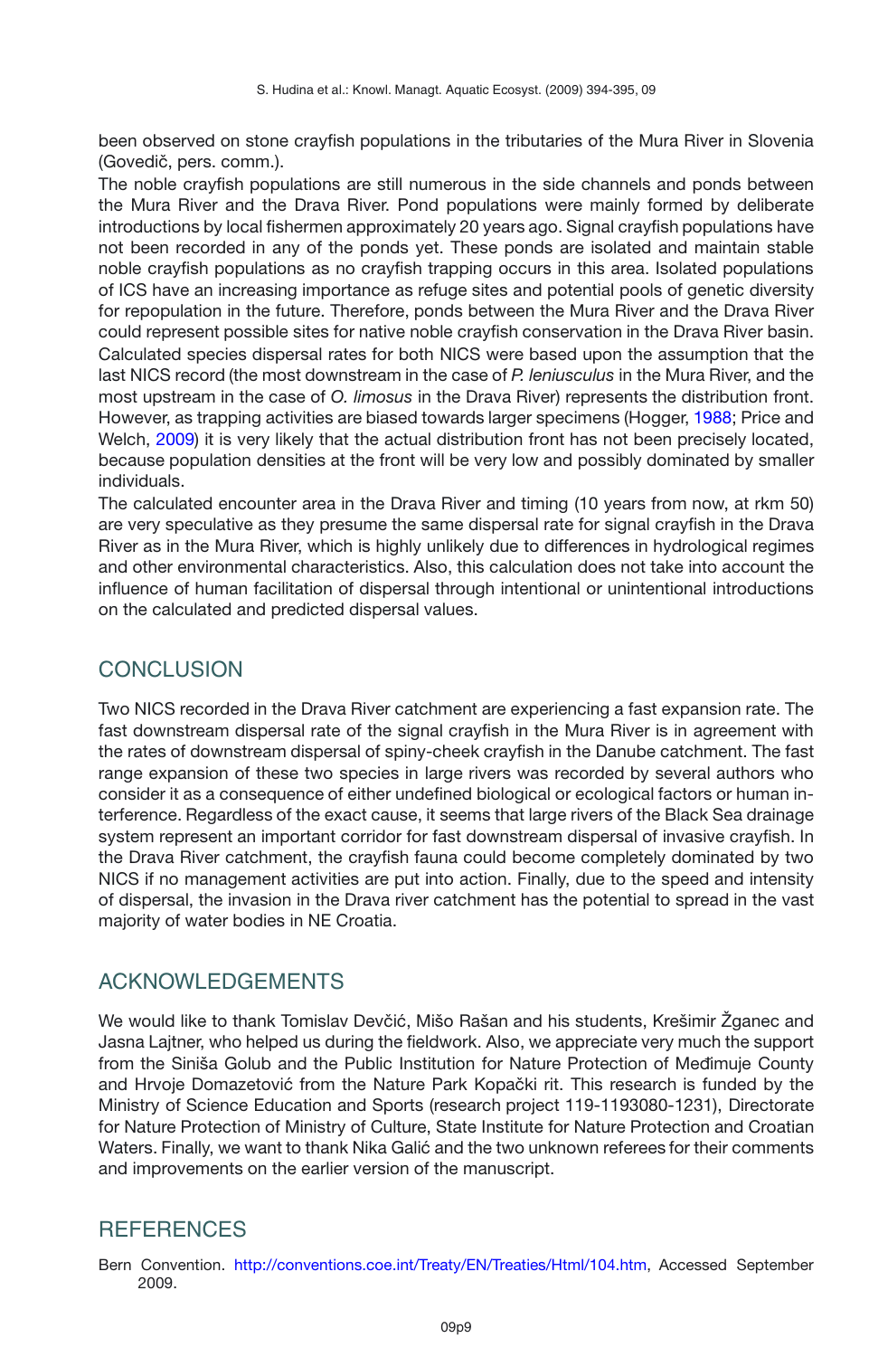been observed on stone crayfish populations in the tributaries of the Mura River in Slovenia (Govedič, pers. comm.).

The noble crayfish populations are still numerous in the side channels and ponds between the Mura River and the Drava River. Pond populations were mainly formed by deliberate introductions by local fishermen approximately 20 years ago. Signal crayfish populations have not been recorded in any of the ponds yet. These ponds are isolated and maintain stable noble crayfish populations as no crayfish trapping occurs in this area. Isolated populations of ICS have an increasing importance as refuge sites and potential pools of genetic diversity for repopulation in the future. Therefore, ponds between the Mura River and the Drava River could represent possible sites for native noble crayfish conservation in the Drava River basin.

Calculated species dispersal rates for both NICS were based upon the assumption that the last NICS record (the most downstream in the case of *P. leniusculus* in the Mura River, and the most upstream in the case of *O. limosus* in the Drava River) represents the distribution front. However, as trapping activities are biased towards larger specimens (Hogger, 1988; Price and Welch, 2009) it is very likely that the actual distribution front has not been precisely located, because population densities at the front will be very low and possibly dominated by smaller individuals.

The calculated encounter area in the Drava River and timing (10 years from now, at rkm 50) are very speculative as they presume the same dispersal rate for signal crayfish in the Drava River as in the Mura River, which is highly unlikely due to differences in hydrological regimes and other environmental characteristics. Also, this calculation does not take into account the influence of human facilitation of dispersal through intentional or unintentional introductions on the calculated and predicted dispersal values.

## CONCLUSION

Two NICS recorded in the Drava River catchment are experiencing a fast expansion rate. The fast downstream dispersal rate of the signal crayfish in the Mura River is in agreement with the rates of downstream dispersal of spiny-cheek crayfish in the Danube catchment. The fast range expansion of these two species in large rivers was recorded by several authors who consider it as a consequence of either undefined biological or ecological factors or human interference. Regardless of the exact cause, it seems that large rivers of the Black Sea drainage system represent an important corridor for fast downstream dispersal of invasive crayfish. In the Drava River catchment, the crayfish fauna could become completely dominated by two NICS if no management activities are put into action. Finally, due to the speed and intensity of dispersal, the invasion in the Drava river catchment has the potential to spread in the vast majority of water bodies in NE Croatia.

## ACKNOWLEDGEMENTS

We would like to thank Tomislav Devčić, Mišo Rašan and his students, Krešimir Žganec and Jasna Lajtner, who helped us during the fieldwork. Also, we appreciate very much the support from the Siniša Golub and the Public Institution for Nature Protection of Međimuje County and Hrvoje Domazetović from the Nature Park Kopački rit. This research is funded by the Ministry of Science Education and Sports (research project 119-1193080-1231), Directorate for Nature Protection of Ministry of Culture, State Institute for Nature Protection and Croatian Waters. Finally, we want to thank Nika Galić and the two unknown referees for their comments and improvements on the earlier version of the manuscript.

## REFERENCES

Bern Convention. http://conventions.coe.int/Treaty/EN/Treaties/Html/104.htm, Accessed September 2009.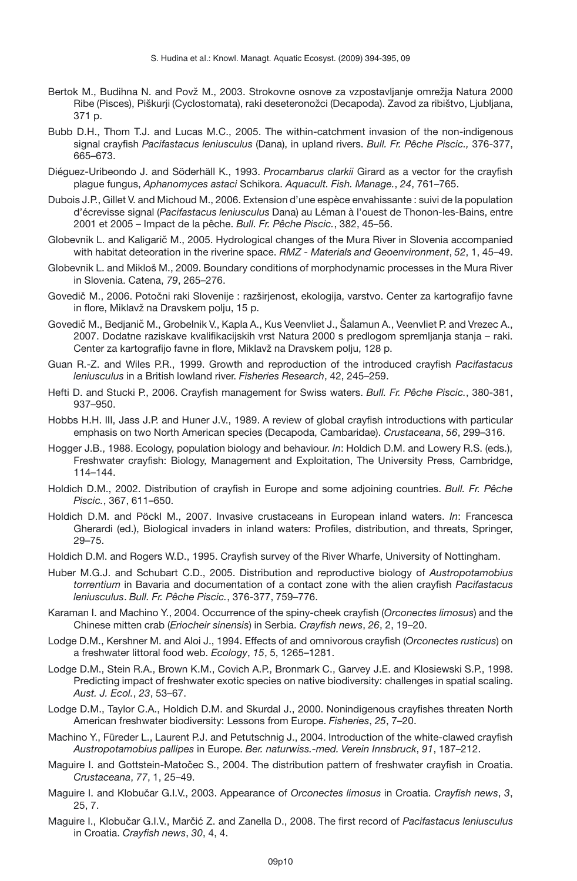Bertok M., Budihna N. and Povž M., 2003. Strokovne osnove za vzpostavljanje omrežja Natura 2000 Ribe (Pisces), Piškurji (Cyclostomata), raki deseteronožci (Decapoda). Zavod za ribištvo, Ljubljana, 371 p.

Bubb D.H., Thom T.J. and Lucas M.C., 2005. The within-catchment invasion of the non-indigenous signal crayfish *Pacifastacus leniusculus* (Dana), in upland rivers. *Bull. Fr. Pêche Piscic.,* 376-377, 665–673.

Diéguez-Uribeondo J. and Söderhäll K., 1993. *Procambarus clarkii* Girard as a vector for the crayfish plague fungus, *Aphanomyces astaci* Schikora. *Aquacult. Fish. Manage.*, *24*, 761–765.

Dubois J.P., Gillet V. and Michoud M., 2006. Extension d'une espèce envahissante : suivi de la population d'écrevisse signal (*Pacifastacus leniusculus* Dana) au Léman à l'ouest de Thonon-les-Bains, entre 2001 et 2005 – Impact de la pêche. *Bull. Fr. Pêche Piscic.*, 382, 45–56.

Globevnik L. and Kaligarič M., 2005. Hydrological changes of the Mura River in Slovenia accompanied with habitat deteoration in the riverine space. *RMZ - Materials and Geoenvironment*, *52*, 1, 45–49.

Globevnik L. and Mikloš M., 2009. Boundary conditions of morphodynamic processes in the Mura River in Slovenia. Catena, *79*, 265–276.

Govedič M., 2006. Potočni raki Slovenije : razširjenost, ekologija, varstvo. Center za kartografijo favne in flore, Miklavž na Dravskem polju, 15 p.

Govedič M., Bedjanič M., Grobelnik V., Kapla A., Kus Veenvliet J., Šalamun A., Veenvliet P. and Vrezec A., 2007. Dodatne raziskave kvalifikacijskih vrst Natura 2000 s predlogom spremljanja stanja – raki. Center za kartografijo favne in flore, Miklavž na Dravskem polju, 128 p.

Guan R.-Z. and Wiles P.R., 1999. Growth and reproduction of the introduced crayfish *Pacifastacus leniusculus* in a British lowland river. *Fisheries Research*, 42, 245–259.

Hefti D. and Stucki P., 2006. Crayfish management for Swiss waters. *Bull. Fr. Pêche Piscic.*, 380-381, 937–950.

Hobbs H.H. III, Jass J.P. and Huner J.V., 1989. A review of global crayfish introductions with particular emphasis on two North American species (Decapoda, Cambaridae). *Crustaceana*, *56*, 299–316.

Hogger J.B., 1988. Ecology, population biology and behaviour. *In*: Holdich D.M. and Lowery R.S. (eds.), Freshwater crayfish: Biology, Management and Exploitation, The University Press, Cambridge, 114–144.

Holdich D.M., 2002. Distribution of crayfish in Europe and some adjoining countries. *Bull. Fr. Pêche Piscic.*, 367, 611–650.

Holdich D.M. and Pöckl M., 2007. Invasive crustaceans in European inland waters. *In*: Francesca Gherardi (ed.), Biological invaders in inland waters: Profiles, distribution, and threats, Springer, 29–75.

Holdich D.M. and Rogers W.D., 1995. Crayfish survey of the River Wharfe, University of Nottingham.

Huber M.G.J. and Schubart C.D., 2005. Distribution and reproductive biology of *Austropotamobius torrentium* in Bavaria and documentation of a contact zone with the alien crayfish *Pacifastacus leniusculus*. *Bull. Fr. Pêche Piscic.*, 376-377, 759–776.

Karaman I. and Machino Y., 2004. Occurrence of the spiny-cheek crayfish (*Orconectes limosus*) and the Chinese mitten crab (*Eriocheir sinensis*) in Serbia. *Crayfish news*, *26*, 2, 19–20.

Lodge D.M., Kershner M. and Aloi J., 1994. Effects of and omnivorous crayfish (*Orconectes rusticus*) on a freshwater littoral food web. *Ecology*, *15*, 5, 1265–1281.

Lodge D.M., Stein R.A., Brown K.M., Covich A.P., Bronmark C., Garvey J.E. and Klosiewski S.P., 1998. Predicting impact of freshwater exotic species on native biodiversity: challenges in spatial scaling. *Aust. J. Ecol.*, *23*, 53–67.

Lodge D.M., Taylor C.A., Holdich D.M. and Skurdal J., 2000. Nonindigenous crayfishes threaten North American freshwater biodiversity: Lessons from Europe. *Fisheries*, *25*, 7–20.

Machino Y., Füreder L., Laurent P.J. and Petutschnig J., 2004. Introduction of the white-clawed crayfish *Austropotamobius pallipes* in Europe. *Ber. naturwiss.-med. Verein Innsbruck*, *91*, 187–212.

Maguire I. and Gottstein-Matočec S., 2004. The distribution pattern of freshwater crayfish in Croatia. *Crustaceana*, *77*, 1, 25–49.

Maguire I. and Klobučar G.I.V., 2003. Appearance of *Orconectes limosus* in Croatia. *Crayfish news*, *3*, 25, 7.

Maguire I., Klobučar G.I.V., Marčić Z. and Zanella D., 2008. The first record of *Pacifastacus leniusculus* in Croatia. *Crayfish news*, *30*, 4, 4.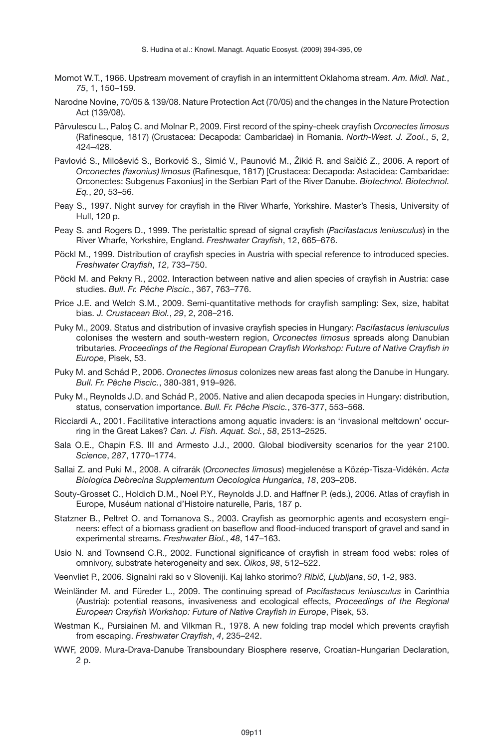Momot W.T., 1966. Upstream movement of crayfish in an intermittent Oklahoma stream. *Am. Midl. Nat.*, *75*, 1, 150–159.

Narodne Novine, 70/05 & 139/08. Nature Protection Act (70/05) and the changes in the Nature Protection Act (139/08).

Pârvulescu L., Paloş C. and Molnar P., 2009. First record of the spiny-cheek crayfish *Orconectes limosus* (Rafinesque, 1817) (Crustacea: Decapoda: Cambaridae) in Romania. *North-West. J. Zool.*, *5*, 2, 424–428.

Pavlović S., Milošević S., Borković S., Simić V., Paunović M., Žikić R. and Saičić Z., 2006. A report of *Orconectes (faxonius) limosus* (Rafinesque, 1817) [Crustacea: Decapoda: Astacidea: Cambaridae: Orconectes: Subgenus Faxonius] in the Serbian Part of the River Danube. *Biotechnol. Biotechnol. Eq.*, *20*, 53–56.

Peay S., 1997. Night survey for crayfish in the River Wharfe, Yorkshire. Master's Thesis, University of Hull, 120 p.

Peay S. and Rogers D., 1999. The peristaltic spread of signal crayfish (*Pacifastacus leniusculus*) in the River Wharfe, Yorkshire, England. *Freshwater Crayfish*, 12, 665–676.

Pöckl M., 1999. Distribution of crayfish species in Austria with special reference to introduced species. *Freshwater Crayfish*, *12*, 733–750.

Pöckl M. and Pekny R., 2002. Interaction between native and alien species of crayfish in Austria: case studies. *Bull. Fr. Pêche Piscic.*, 367, 763–776.

Price J.E. and Welch S.M., 2009. Semi-quantitative methods for crayfish sampling: Sex, size, habitat bias. *J. Crustacean Biol.*, *29*, 2, 208–216.

Puky M., 2009. Status and distribution of invasive crayfish species in Hungary: *Pacifastacus leniusculus* colonises the western and south-western region, *Orconectes limosus* spreads along Danubian tributaries. *Proceedings of the Regional European Crayfish Workshop: Future of Native Crayfish in Europe*, Pisek, 53.

Puky M. and Schád P., 2006. *Oronectes limosus* colonizes new areas fast along the Danube in Hungary. *Bull. Fr. Pêche Piscic.*, 380-381, 919–926.

Puky M., Reynolds J.D. and Schád P., 2005. Native and alien decapoda species in Hungary: distribution, status, conservation importance. *Bull. Fr. Pêche Piscic.*, 376-377, 553–568.

Ricciardi A., 2001. Facilitative interactions among aquatic invaders: is an 'invasional meltdown' occurring in the Great Lakes? *Can. J. Fish. Aquat. Sci.*, *58*, 2513–2525.

Sala O.E., Chapin F.S. III and Armesto J.J., 2000. Global biodiversity scenarios for the year 2100. *Science*, *287*, 1770–1774.

Sallai Z. and Puki M., 2008. A cifrarák (*Orconectes limosus*) megjelenése a Közép-Tisza-Vidékén. *Acta Biologica Debrecina Supplementum Oecologica Hungarica*, *18*, 203–208.

Souty-Grosset C., Holdich D.M., Noel P.Y., Reynolds J.D. and Haffner P. (eds.), 2006. Atlas of crayfish in Europe, Muséum national d'Histoire naturelle, Paris, 187 p.

Statzner B., Peltret O. and Tomanova S., 2003. Crayfish as geomorphic agents and ecosystem engineers: effect of a biomass gradient on baseflow and flood-induced transport of gravel and sand in experimental streams. *Freshwater Biol.*, *48*, 147–163.

Usio N. and Townsend C.R., 2002. Functional significance of crayfish in stream food webs: roles of omnivory, substrate heterogeneity and sex. *Oikos*, *98*, 512–522.

Veenvliet P., 2006. Signalni raki so v Sloveniji. Kaj lahko storimo? *Ribič, Ljubljana*, *50*, 1-2, 983.

Weinländer M. and Füreder L., 2009. The continuing spread of *Pacifastacus leniusculus* in Carinthia (Austria): potential reasons, invasiveness and ecological effects, *Proceedings of the Regional European Crayfish Workshop: Future of Native Crayfish in Europe*, Pisek, 53.

Westman K., Pursiainen M. and Vilkman R., 1978. A new folding trap model which prevents crayfish from escaping. *Freshwater Crayfish*, *4*, 235–242.

WWF, 2009. Mura-Drava-Danube Transboundary Biosphere reserve, Croatian-Hungarian Declaration, 2 p.